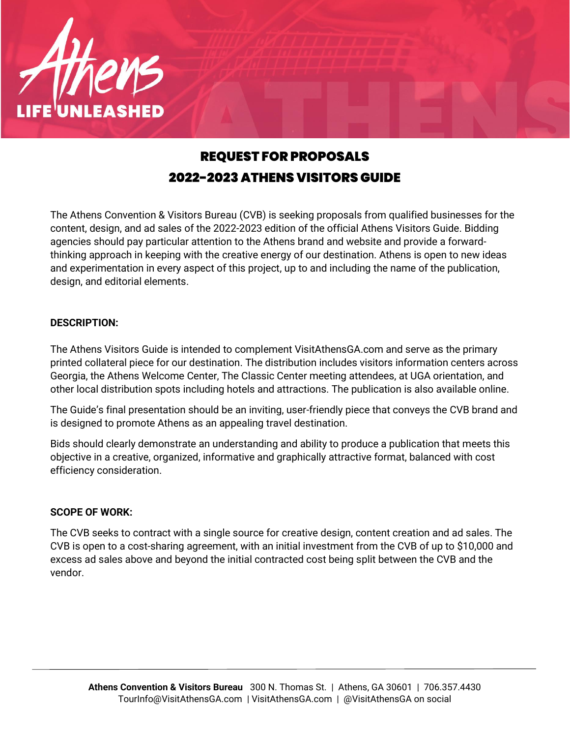# REQUEST FOR PROPOSALS

# 2022-2023 ATHENS VISITORS GUIDE

The Athens Convention & Visitors Bureau (CVB) is seeking proposals from qualified businesses for the content, design, and ad sales of the 2022-2023 edition of the official Athens Visitors Guide. Bidding agencies should pay particular attention to the Athens brand and website and provide a forward-thinking approach in keeping with the creative energy of our destination. Athens is open to new ideas and experimentation in every aspect of this project, up to and including the name of the publication, design, and editorial elements.

**DESCRIPTION:**

The Athens Visitors Guide is intended to complement VisitAthensGA.com and serve as the primary printed collateral piece for our destination. The distribution includes visitors information centers across Georgia, the Athens Welcome Center, The Classic Center meeting attendees, at UGA orientation, and other local distribution spots including hotels and attractions. The publication is also available online.

The Guide's final presentation should be an inviting, user-friendly piece that conveys the CVB brand and is designed to promote Athens as an appealing travel destination.

Bids should clearly demonstrate an understanding and ability to produce a publication that meets this objective in a creative, organized, informative and graphically attractive format, balanced with cost efficiency consideration.

**SCOPE OF WORK:**

The CVB seeks to contract with a single source for creative design, content creation and ad sales. The CVB is open to a cost-sharing agreement, with an initial investment from the CVB of up to $10,000 and excess ad sales above and beyond the initial contracted cost being split between the CVB and the vendor.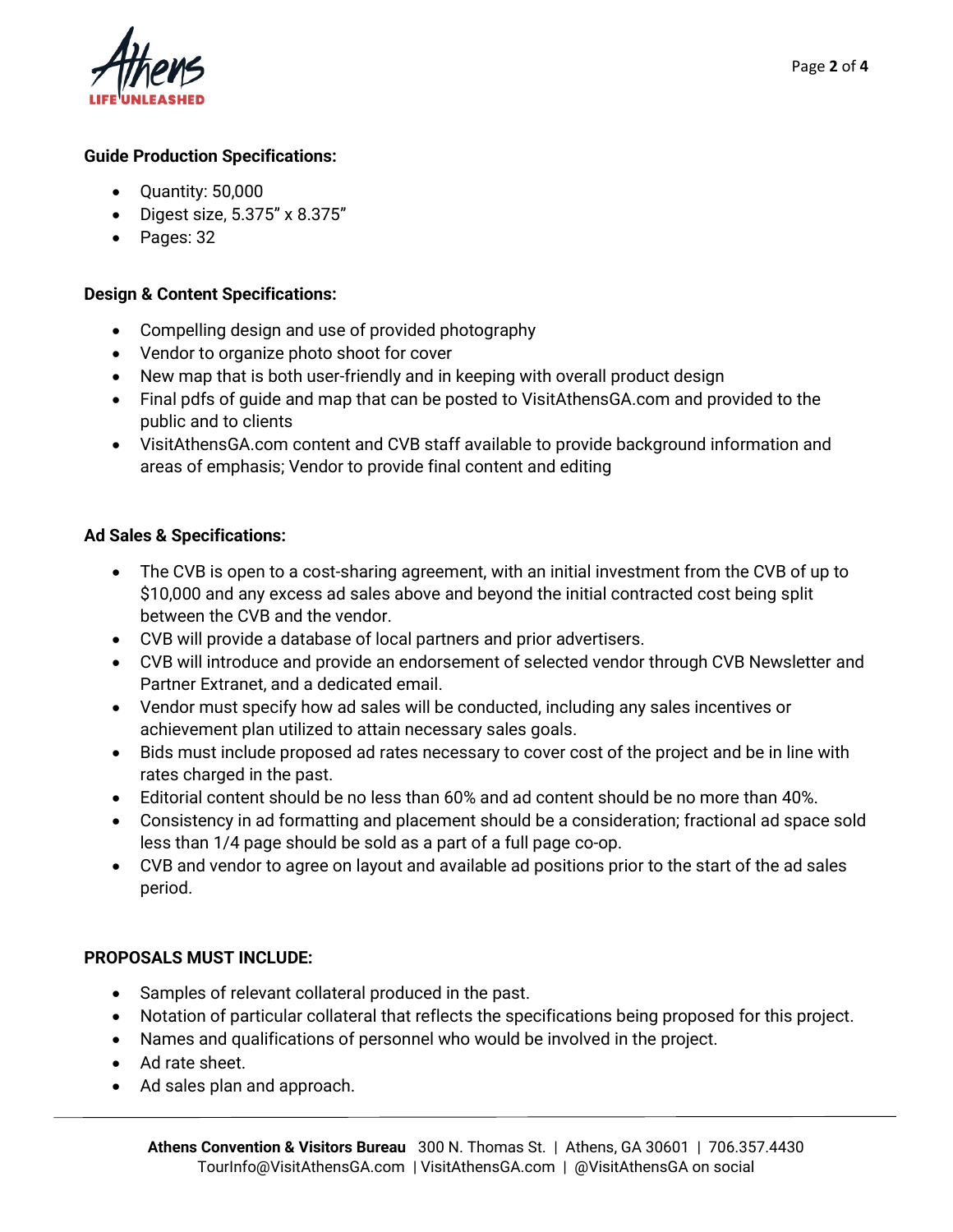**Guide Production Specifications:**

- Quantity: 50,000
- Digest size, 5.375" x 8.375"
- Pages: 32

**Design & Content Specifications:**

- Compelling design and use of provided photography
- Vendor to organize photo shoot for cover
- New map that is both user-friendly and in keeping with overall product design
- Final pdfs of guide and map that can be posted to VisitAthensGA.com and provided to the public and to clients
- VisitAthensGA.com content and CVB staff available to provide background information and areas of emphasis; Vendor to provide final content and editing

**Ad Sales & Specifications:**

- The CVB is open to a cost-sharing agreement, with an initial investment from the CVB of up to $10,000 and any excess ad sales above and beyond the initial contracted cost being split between the CVB and the vendor.
- CVB will provide a database of local partners and prior advertisers.
- CVB will introduce and provide an endorsement of selected vendor through CVB Newsletter and Partner Extranet, and a dedicated email.
- Vendor must specify how ad sales will be conducted, including any sales incentives or achievement plan utilized to attain necessary sales goals.
- Bids must include proposed ad rates necessary to cover cost of the project and be in line with rates charged in the past.
- Editorial content should be no less than 60% and ad content should be no more than 40%.
- Consistency in ad formatting and placement should be a consideration; fractional ad space sold less than 1/4 page should be sold as a part of a full page co-op.
- CVB and vendor to agree on layout and available ad positions prior to the start of the ad sales period.

**PROPOSALS MUST INCLUDE:**

- Samples of relevant collateral produced in the past.
- Notation of particular collateral that reflects the specifications being proposed for this project.
- Names and qualifications of personnel who would be involved in the project.
- Ad rate sheet.
- Ad sales plan and approach.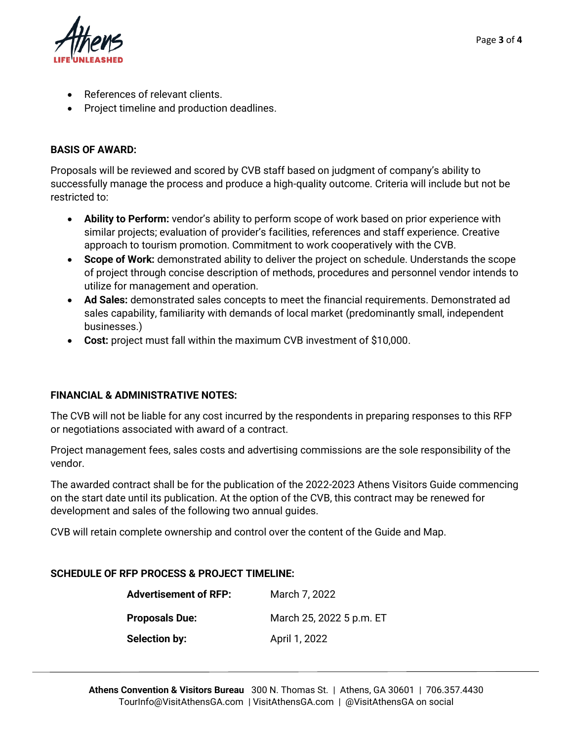- References of relevant clients.
- Project timeline and production deadlines.

**BASIS OF AWARD:**

Proposals will be reviewed and scored by CVB staff based on judgment of company's ability to successfully manage the process and produce a high-quality outcome. Criteria will include but not be restricted to:

- **Ability to Perform:** vendor's ability to perform scope of work based on prior experience with similar projects; evaluation of provider's facilities, references and staff experience. Creative approach to tourism promotion. Commitment to work cooperatively with the CVB.
- **Scope of Work:** demonstrated ability to deliver the project on schedule. Understands the scope of project through concise description of methods, procedures and personnel vendor intends to utilize for management and operation.
- **Ad Sales:** demonstrated sales concepts to meet the financial requirements. Demonstrated ad sales capability, familiarity with demands of local market (predominantly small, independent businesses.)
- **Cost:** project must fall within the maximum CVB investment of $10,000.

**FINANCIAL & ADMINISTRATIVE NOTES:**

The CVB will not be liable for any cost incurred by the respondents in preparing responses to this RFP or negotiations associated with award of a contract.

Project management fees, sales costs and advertising commissions are the sole responsibility of the vendor.

The awarded contract shall be for the publication of the 2022-2023 Athens Visitors Guide commencing on the start date until its publication. At the option of the CVB, this contract may be renewed for development and sales of the following two annual guides.

CVB will retain complete ownership and control over the content of the Guide and Map.

**SCHEDULE OF RFP PROCESS & PROJECT TIMELINE:**

| | |
|---|---|
| **Advertisement of RFP:** | March 7, 2022 |
| **Proposals Due:** | March 25, 2022 5 p.m. ET |
| **Selection by:** | April 1, 2022 |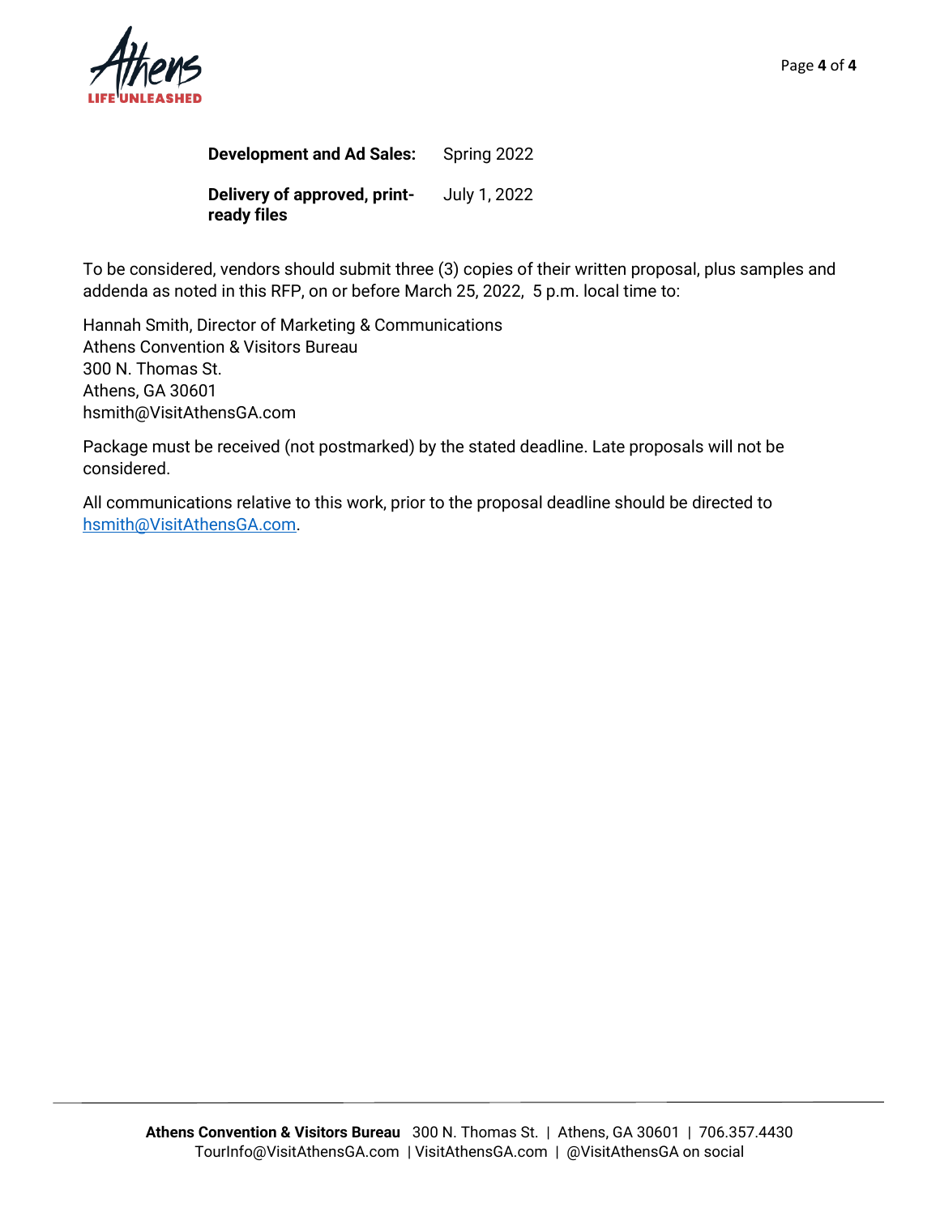| | |
|---|---|
| **Development and Ad Sales:** | Spring 2022 |
| **Delivery of approved, print-ready files** | July 1, 2022 |

To be considered, vendors should submit three (3) copies of their written proposal, plus samples and addenda as noted in this RFP, on or before March 25, 2022, 5 p.m. local time to:

Hannah Smith, Director of Marketing & Communications
Athens Convention & Visitors Bureau
300 N. Thomas St.
Athens, GA 30601
hsmith@VisitAthensGA.com

Package must be received (not postmarked) by the stated deadline. Late proposals will not be considered.

All communications relative to this work, prior to the proposal deadline should be directed to hsmith@VisitAthensGA.com.